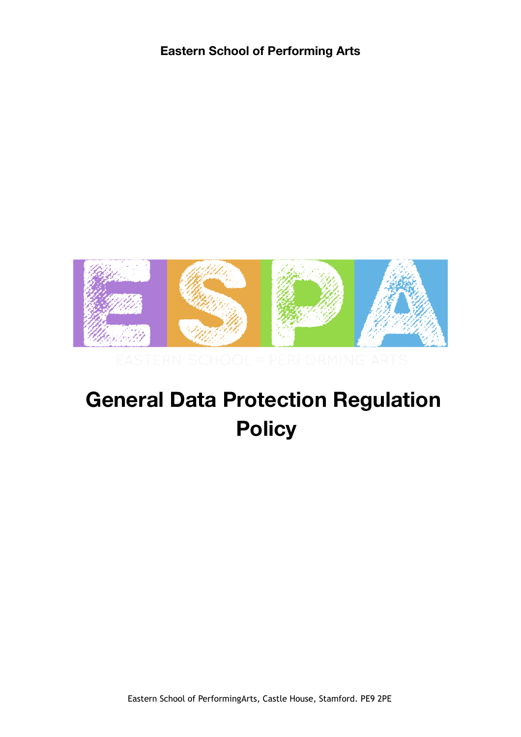**Eastern School of Performing Arts**

ESPA

EASTERN SCHOOL OF PERFORMING ARTS

# General Data Protection Regulation Policy

Eastern School of PerformingArts, Castle House, Stamford. PE9 2PE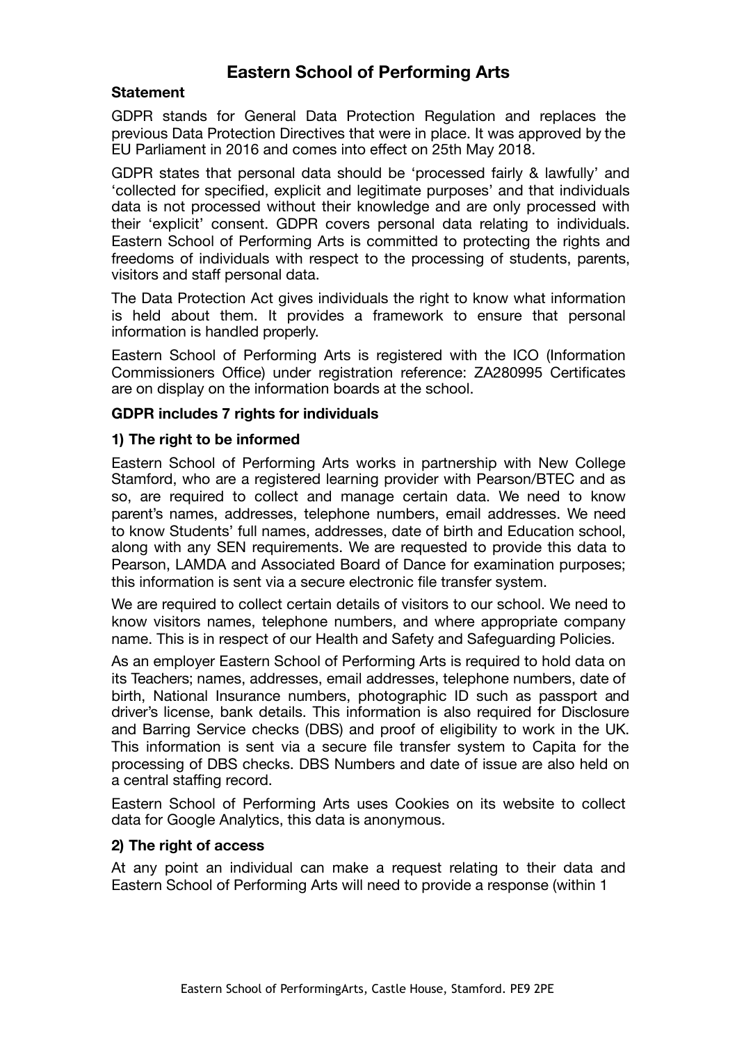# Eastern School of Performing Arts

**Statement**

GDPR stands for General Data Protection Regulation and replaces the previous Data Protection Directives that were in place. It was approved by the EU Parliament in 2016 and comes into effect on 25th May 2018.

GDPR states that personal data should be 'processed fairly & lawfully' and 'collected for specified, explicit and legitimate purposes' and that individuals data is not processed without their knowledge and are only processed with their 'explicit' consent. GDPR covers personal data relating to individuals. Eastern School of Performing Arts is committed to protecting the rights and freedoms of individuals with respect to the processing of students, parents, visitors and staff personal data.

The Data Protection Act gives individuals the right to know what information is held about them. It provides a framework to ensure that personal information is handled properly.

Eastern School of Performing Arts is registered with the ICO (Information Commissioners Office) under registration reference: ZA280995 Certificates are on display on the information boards at the school.

**GDPR includes 7 rights for individuals**

**1) The right to be informed**

Eastern School of Performing Arts works in partnership with New College Stamford, who are a registered learning provider with Pearson/BTEC and as so, are required to collect and manage certain data. We need to know parent's names, addresses, telephone numbers, email addresses. We need to know Students' full names, addresses, date of birth and Education school, along with any SEN requirements. We are requested to provide this data to Pearson, LAMDA and Associated Board of Dance for examination purposes; this information is sent via a secure electronic file transfer system.

We are required to collect certain details of visitors to our school. We need to know visitors names, telephone numbers, and where appropriate company name. This is in respect of our Health and Safety and Safeguarding Policies.

As an employer Eastern School of Performing Arts is required to hold data on its Teachers; names, addresses, email addresses, telephone numbers, date of birth, National Insurance numbers, photographic ID such as passport and driver's license, bank details. This information is also required for Disclosure and Barring Service checks (DBS) and proof of eligibility to work in the UK. This information is sent via a secure file transfer system to Capita for the processing of DBS checks. DBS Numbers and date of issue are also held on a central staffing record.

Eastern School of Performing Arts uses Cookies on its website to collect data for Google Analytics, this data is anonymous.

**2) The right of access**

At any point an individual can make a request relating to their data and Eastern School of Performing Arts will need to provide a response (within 1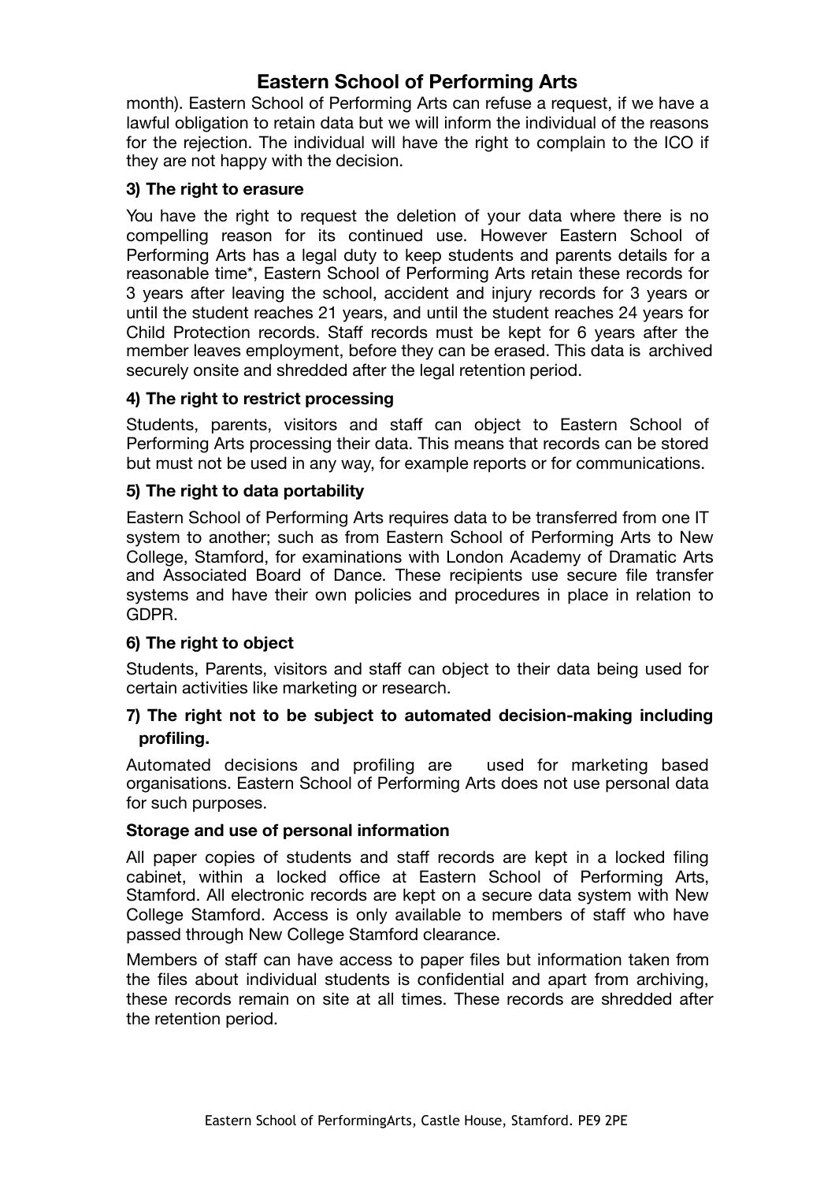month). Eastern School of Performing Arts can refuse a request, if we have a lawful obligation to retain data but we will inform the individual of the reasons for the rejection. The individual will have the right to complain to the ICO if they are not happy with the decision.

**3) The right to erasure**

You have the right to request the deletion of your data where there is no compelling reason for its continued use. However Eastern School of Performing Arts has a legal duty to keep students and parents details for a reasonable time*, Eastern School of Performing Arts retain these records for 3 years after leaving the school, accident and injury records for 3 years or until the student reaches 21 years, and until the student reaches 24 years for Child Protection records. Staff records must be kept for 6 years after the member leaves employment, before they can be erased. This data is archived securely onsite and shredded after the legal retention period.

**4) The right to restrict processing**

Students, parents, visitors and staff can object to Eastern School of Performing Arts processing their data. This means that records can be stored but must not be used in any way, for example reports or for communications.

**5) The right to data portability**

Eastern School of Performing Arts requires data to be transferred from one IT system to another; such as from Eastern School of Performing Arts to New College, Stamford, for examinations with London Academy of Dramatic Arts and Associated Board of Dance. These recipients use secure file transfer systems and have their own policies and procedures in place in relation to GDPR.

**6) The right to object**

Students, Parents, visitors and staff can object to their data being used for certain activities like marketing or research.

**7) The right not to be subject to automated decision-making including profiling.**

Automated decisions and profiling are used for marketing based organisations. Eastern School of Performing Arts does not use personal data for such purposes.

**Storage and use of personal information**

All paper copies of students and staff records are kept in a locked filing cabinet, within a locked office at Eastern School of Performing Arts, Stamford. All electronic records are kept on a secure data system with New College Stamford. Access is only available to members of staff who have passed through New College Stamford clearance.

Members of staff can have access to paper files but information taken from the files about individual students is confidential and apart from archiving, these records remain on site at all times. These records are shredded after the retention period.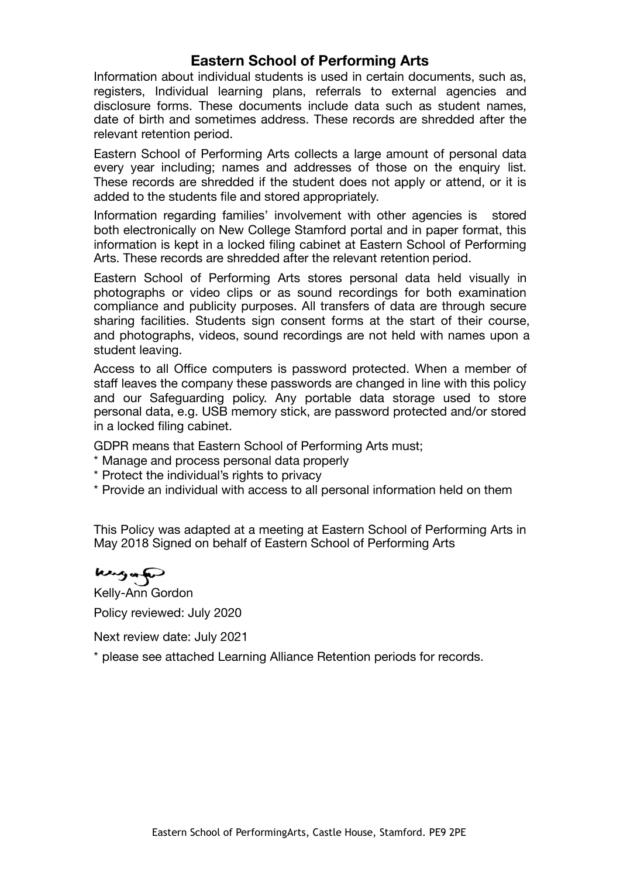## Eastern School of Performing Arts

Information about individual students is used in certain documents, such as, registers, Individual learning plans, referrals to external agencies and disclosure forms. These documents include data such as student names, date of birth and sometimes address. These records are shredded after the relevant retention period.

Eastern School of Performing Arts collects a large amount of personal data every year including; names and addresses of those on the enquiry list. These records are shredded if the student does not apply or attend, or it is added to the students file and stored appropriately.

Information regarding families' involvement with other agencies is stored both electronically on New College Stamford portal and in paper format, this information is kept in a locked filing cabinet at Eastern School of Performing Arts. These records are shredded after the relevant retention period.

Eastern School of Performing Arts stores personal data held visually in photographs or video clips or as sound recordings for both examination compliance and publicity purposes. All transfers of data are through secure sharing facilities. Students sign consent forms at the start of their course, and photographs, videos, sound recordings are not held with names upon a student leaving.

Access to all Office computers is password protected. When a member of staff leaves the company these passwords are changed in line with this policy and our Safeguarding policy. Any portable data storage used to store personal data, e.g. USB memory stick, are password protected and/or stored in a locked filing cabinet.

GDPR means that Eastern School of Performing Arts must;

* Manage and process personal data properly
* Protect the individual's rights to privacy
* Provide an individual with access to all personal information held on them

This Policy was adapted at a meeting at Eastern School of Performing Arts in May 2018 Signed on behalf of Eastern School of Performing Arts

Kelly-Ann Gordon

Policy reviewed: July 2020

Next review date: July 2021

* please see attached Learning Alliance Retention periods for records.

Eastern School of PerformingArts, Castle House, Stamford. PE9 2PE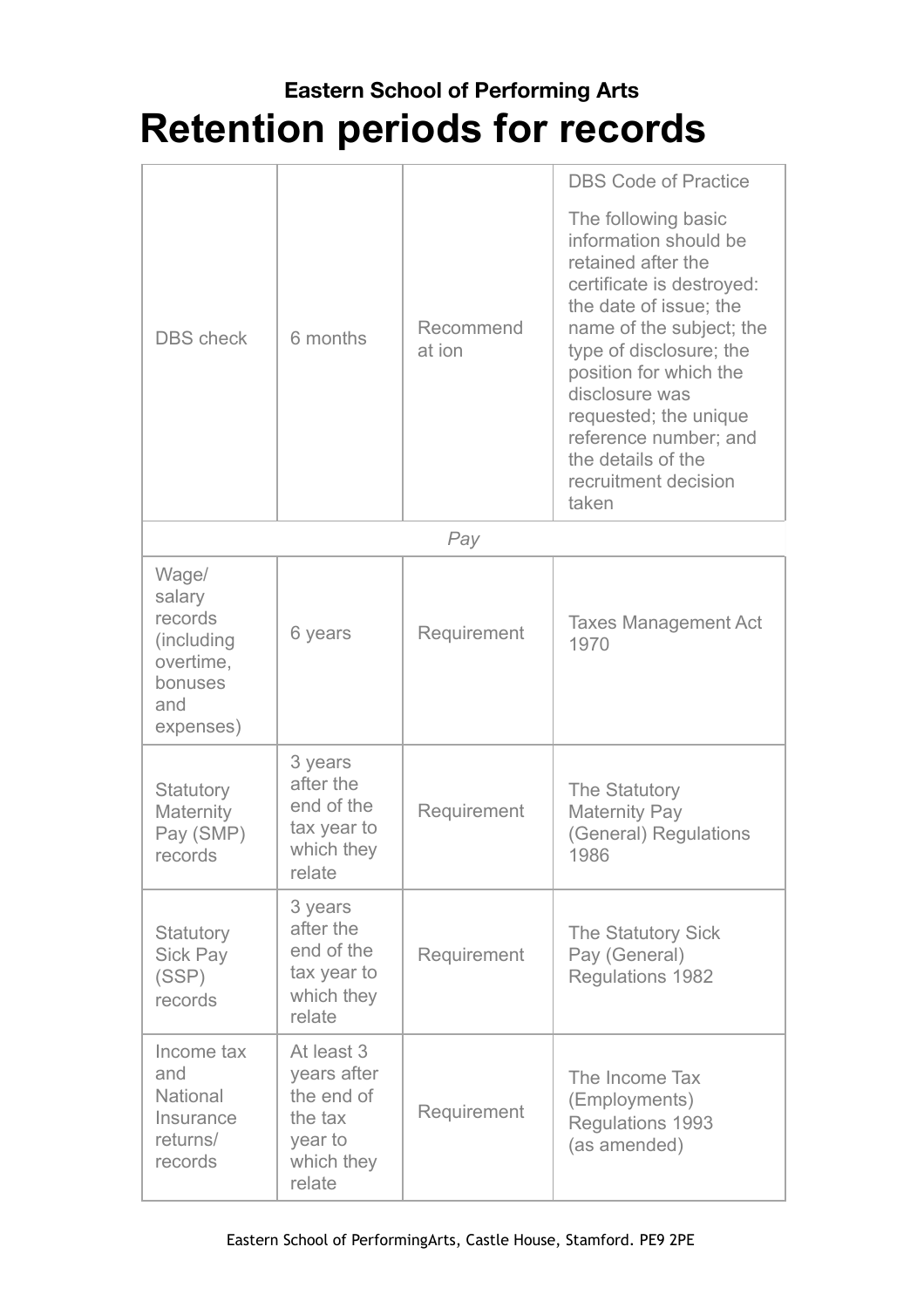### Eastern School of Performing Arts

# Retention periods for records

| | | | |
|---|---|---|---|
| DBS check | 6 months | Recommend at ion | DBS Code of Practice<br><br>The following basic information should be retained after the certificate is destroyed: the date of issue; the name of the subject; the type of disclosure; the position for which the disclosure was requested; the unique reference number; and the details of the recruitment decision taken |
| *Pay* | | | |
| Wage/ salary records (including overtime, bonuses and expenses) | 6 years | Requirement | Taxes Management Act 1970 |
| Statutory Maternity Pay (SMP) records | 3 years after the end of the tax year to which they relate | Requirement | The Statutory Maternity Pay (General) Regulations 1986 |
| Statutory Sick Pay (SSP) records | 3 years after the end of the tax year to which they relate | Requirement | The Statutory Sick Pay (General) Regulations 1982 |
| Income tax and National Insurance returns/ records | At least 3 years after the end of the tax year to which they relate | Requirement | The Income Tax (Employments) Regulations 1993 (as amended) |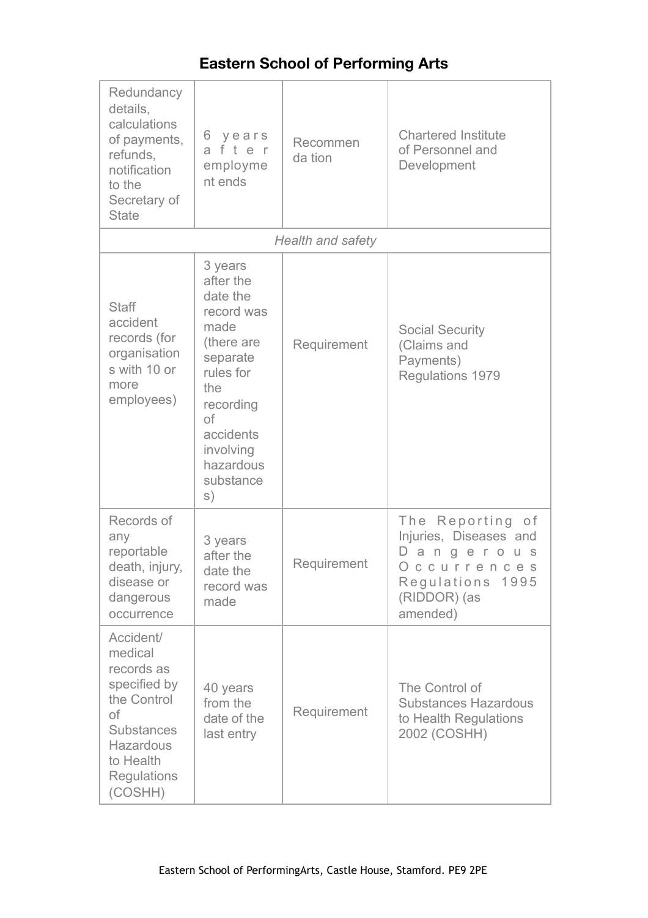# Eastern School of Performing Arts

| | | | |
|---|---|---|---|
| Redundancy details, calculations of payments, refunds, notification to the Secretary of State | 6 years after employment ends | Recommendation | Chartered Institute of Personnel and Development |
| *Health and safety* | | | |
| Staff accident records (for organisations with 10 or more employees) | 3 years after the date the record was made (there are separate rules for the recording of accidents involving hazardous substances) | Requirement | Social Security (Claims and Payments) Regulations 1979 |
| Records of any reportable death, injury, disease or dangerous occurrence | 3 years after the date the record was made | Requirement | The Reporting of Injuries, Diseases and Dangerous Occurrences Regulations 1995 (RIDDOR) (as amended) |
| Accident/ medical records as specified by the Control of Substances Hazardous to Health Regulations (COSHH) | 40 years from the date of the last entry | Requirement | The Control of Substances Hazardous to Health Regulations 2002 (COSHH) |

Eastern School of PerformingArts, Castle House, Stamford. PE9 2PE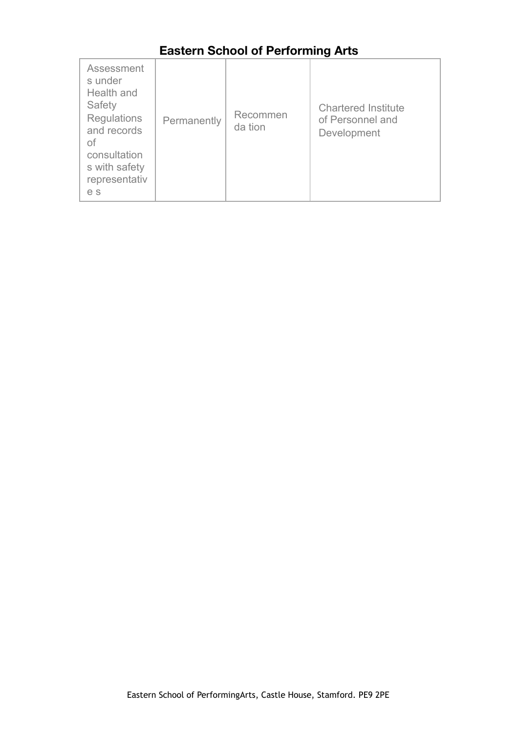| Assessments under Health and Safety Regulations and records of consultations with safety representatives | Permanently | Recommendation | Chartered Institute of Personnel and Development |
|---|---|---|---|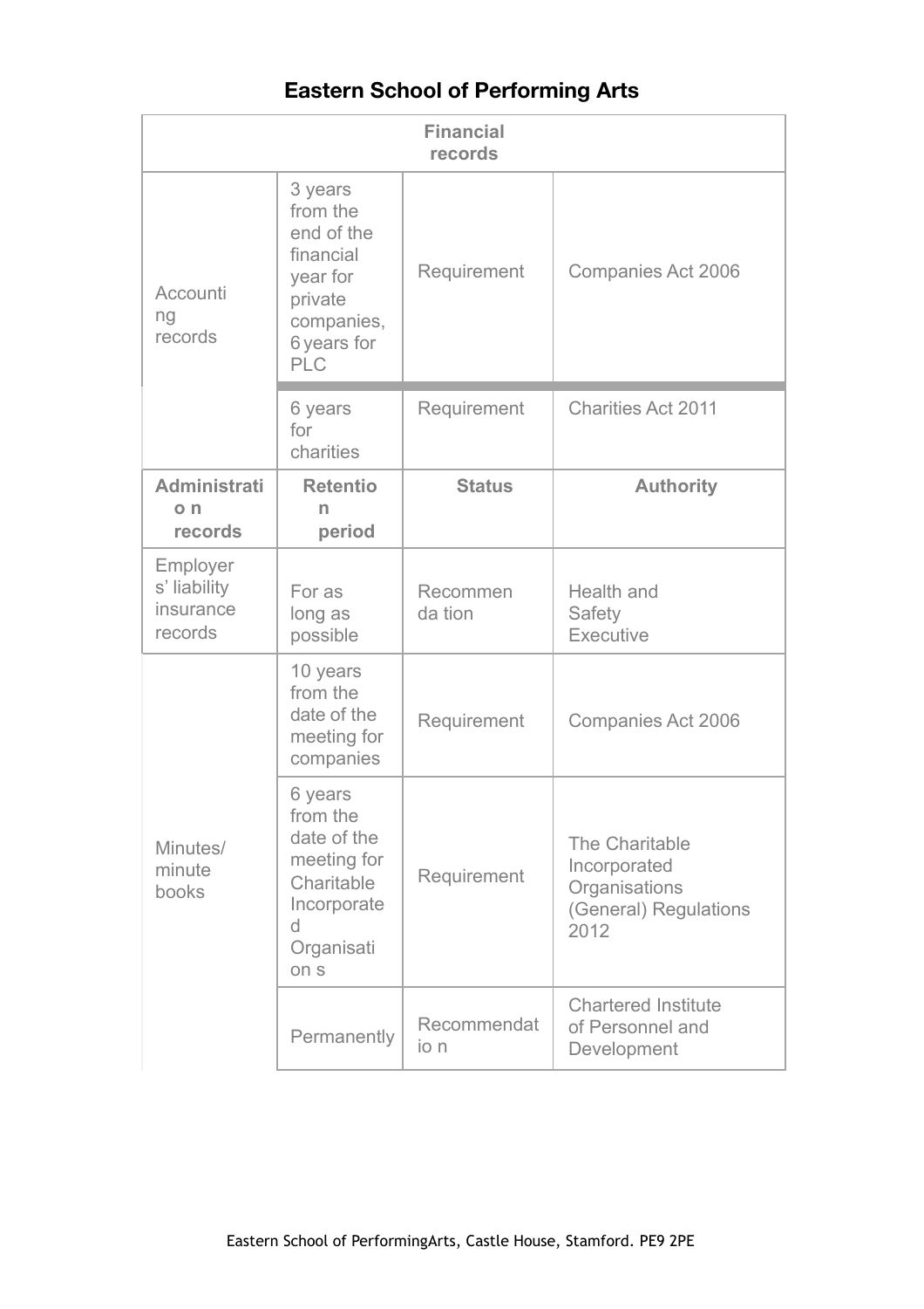# Eastern School of Performing Arts

| Financial records | | | |
|---|---|---|---|
| Accounting records | 3 years from the end of the financial year for private companies, 6 years for PLC | Requirement | Companies Act 2006 |
| | 6 years for charities | Requirement | Charities Act 2011 |
| **Administration records** | **Retention period** | **Status** | **Authority** |
| Employers' liability insurance records | For as long as possible | Recommendation | Health and Safety Executive |
| Minutes/ minute books | 10 years from the date of the meeting for companies | Requirement | Companies Act 2006 |
| | 6 years from the date of the meeting for Charitable Incorporated Organisations | Requirement | The Charitable Incorporated Organisations (General) Regulations 2012 |
| | Permanently | Recommendation | Chartered Institute of Personnel and Development |

Eastern School of PerformingArts, Castle House, Stamford. PE9 2PE